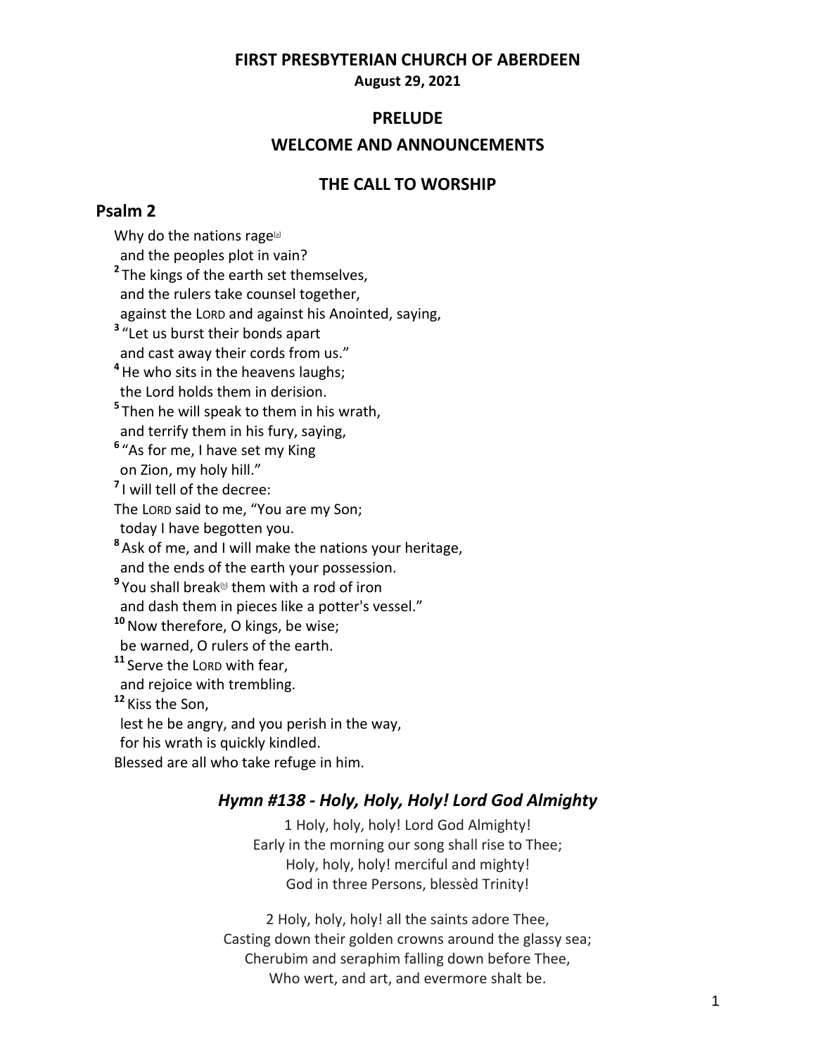# FIRST PRESBYTERIAN CHURCH OF ABERDEEN

**August 29, 2021**

## PRELUDE

## WELCOME AND ANNOUNCEMENTS

## THE CALL TO WORSHIP

### Psalm 2

Why do the nations rage[a]
and the peoples plot in vain?
**2** The kings of the earth set themselves,
and the rulers take counsel together,
against the LORD and against his Anointed, saying,
**3** "Let us burst their bonds apart
and cast away their cords from us."
**4** He who sits in the heavens laughs;
the Lord holds them in derision.
**5** Then he will speak to them in his wrath,
and terrify them in his fury, saying,
**6** "As for me, I have set my King
on Zion, my holy hill."
**7** I will tell of the decree:
The LORD said to me, "You are my Son;
today I have begotten you.
**8** Ask of me, and I will make the nations your heritage,
and the ends of the earth your possession.
**9** You shall break[b] them with a rod of iron
and dash them in pieces like a potter's vessel."
**10** Now therefore, O kings, be wise;
be warned, O rulers of the earth.
**11** Serve the LORD with fear,
and rejoice with trembling.
**12** Kiss the Son,
lest he be angry, and you perish in the way,
for his wrath is quickly kindled.
Blessed are all who take refuge in him.

### *Hymn #138 - Holy, Holy, Holy! Lord God Almighty*

1 Holy, holy, holy! Lord God Almighty!
Early in the morning our song shall rise to Thee;
Holy, holy, holy! merciful and mighty!
God in three Persons, blessèd Trinity!

2 Holy, holy, holy! all the saints adore Thee,
Casting down their golden crowns around the glassy sea;
Cherubim and seraphim falling down before Thee,
Who wert, and art, and evermore shalt be.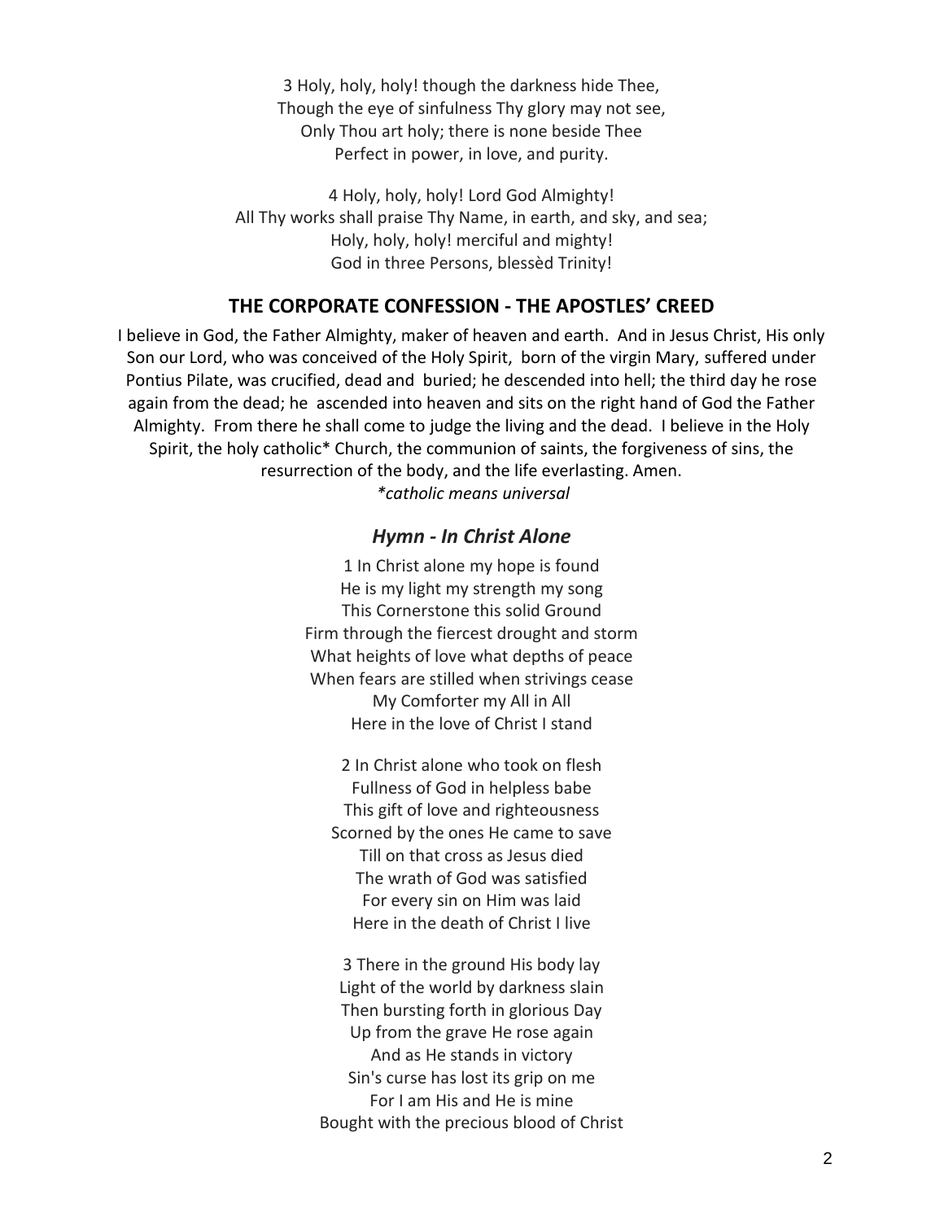3 Holy, holy, holy! though the darkness hide Thee,
Though the eye of sinfulness Thy glory may not see,
Only Thou art holy; there is none beside Thee
Perfect in power, in love, and purity.

4 Holy, holy, holy! Lord God Almighty!
All Thy works shall praise Thy Name, in earth, and sky, and sea;
Holy, holy, holy! merciful and mighty!
God in three Persons, blessèd Trinity!

## THE CORPORATE CONFESSION - THE APOSTLES' CREED

I believe in God, the Father Almighty, maker of heaven and earth. And in Jesus Christ, His only Son our Lord, who was conceived of the Holy Spirit, born of the virgin Mary, suffered under Pontius Pilate, was crucified, dead and buried; he descended into hell; the third day he rose again from the dead; he ascended into heaven and sits on the right hand of God the Father Almighty. From there he shall come to judge the living and the dead. I believe in the Holy Spirit, the holy catholic* Church, the communion of saints, the forgiveness of sins, the resurrection of the body, and the life everlasting. Amen.

*\*catholic means universal*

### *Hymn - In Christ Alone*

1 In Christ alone my hope is found
He is my light my strength my song
This Cornerstone this solid Ground
Firm through the fiercest drought and storm
What heights of love what depths of peace
When fears are stilled when strivings cease
My Comforter my All in All
Here in the love of Christ I stand

2 In Christ alone who took on flesh
Fullness of God in helpless babe
This gift of love and righteousness
Scorned by the ones He came to save
Till on that cross as Jesus died
The wrath of God was satisfied
For every sin on Him was laid
Here in the death of Christ I live

3 There in the ground His body lay
Light of the world by darkness slain
Then bursting forth in glorious Day
Up from the grave He rose again
And as He stands in victory
Sin's curse has lost its grip on me
For I am His and He is mine
Bought with the precious blood of Christ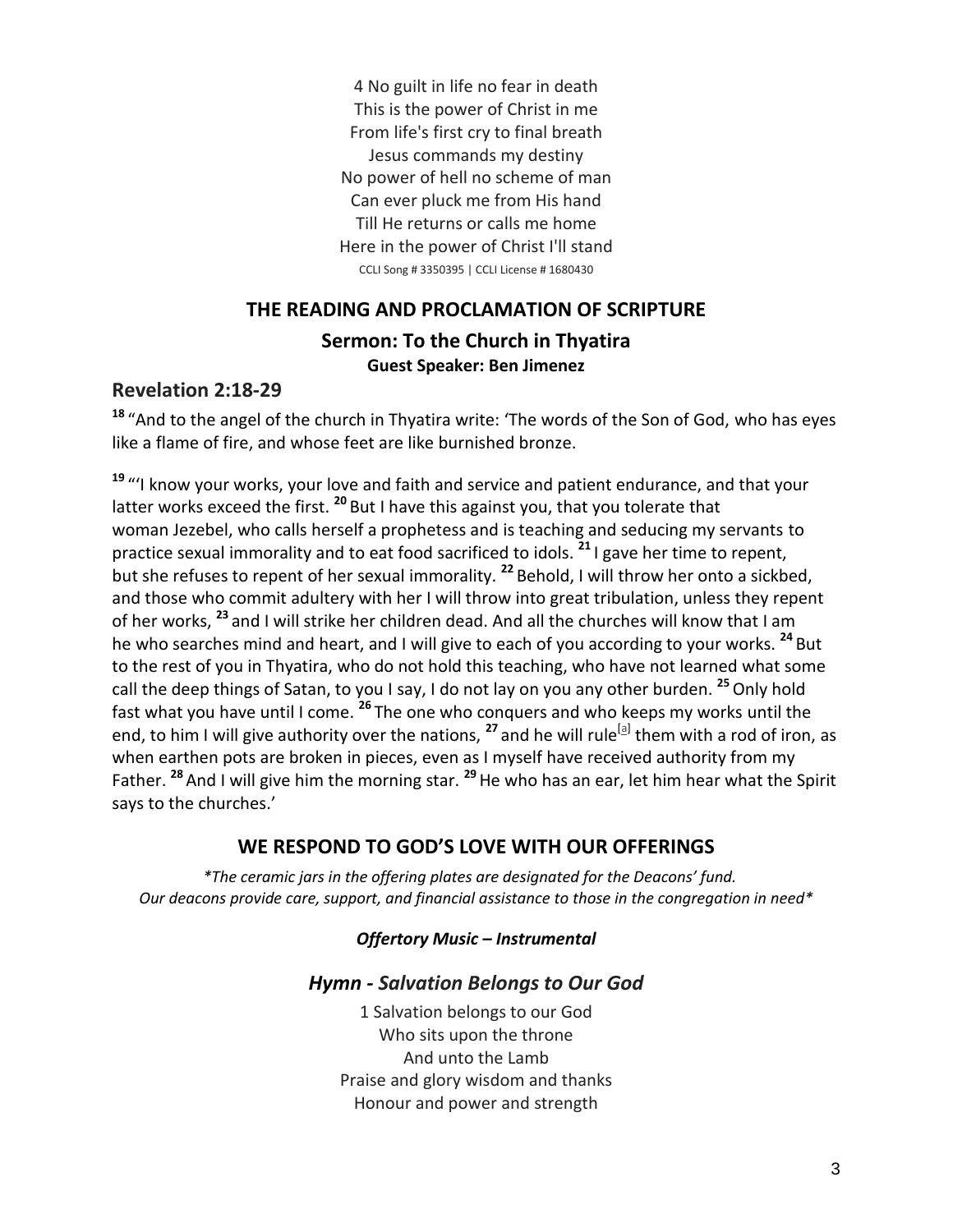4 No guilt in life no fear in death
This is the power of Christ in me
From life's first cry to final breath
Jesus commands my destiny
No power of hell no scheme of man
Can ever pluck me from His hand
Till He returns or calls me home
Here in the power of Christ I'll stand
CCLI Song # 3350395 | CCLI License # 1680430

## THE READING AND PROCLAMATION OF SCRIPTURE

### Sermon: To the Church in Thyatira

**Guest Speaker: Ben Jimenez**

### Revelation 2:18-29

**18** "And to the angel of the church in Thyatira write: 'The words of the Son of God, who has eyes like a flame of fire, and whose feet are like burnished bronze.

**19** "'I know your works, your love and faith and service and patient endurance, and that your latter works exceed the first. **20** But I have this against you, that you tolerate that woman Jezebel, who calls herself a prophetess and is teaching and seducing my servants to practice sexual immorality and to eat food sacrificed to idols. **21** I gave her time to repent, but she refuses to repent of her sexual immorality. **22** Behold, I will throw her onto a sickbed, and those who commit adultery with her I will throw into great tribulation, unless they repent of her works, **23** and I will strike her children dead. And all the churches will know that I am he who searches mind and heart, and I will give to each of you according to your works. **24** But to the rest of you in Thyatira, who do not hold this teaching, who have not learned what some call the deep things of Satan, to you I say, I do not lay on you any other burden. **25** Only hold fast what you have until I come. **26** The one who conquers and who keeps my works until the end, to him I will give authority over the nations, **27** and he will rule[a] them with a rod of iron, as when earthen pots are broken in pieces, even as I myself have received authority from my Father. **28** And I will give him the morning star. **29** He who has an ear, let him hear what the Spirit says to the churches.'

## WE RESPOND TO GOD'S LOVE WITH OUR OFFERINGS

*\*The ceramic jars in the offering plates are designated for the Deacons' fund. Our deacons provide care, support, and financial assistance to those in the congregation in need\**

***Offertory Music – Instrumental***

### *Hymn - Salvation Belongs to Our God*

1 Salvation belongs to our God
Who sits upon the throne
And unto the Lamb
Praise and glory wisdom and thanks
Honour and power and strength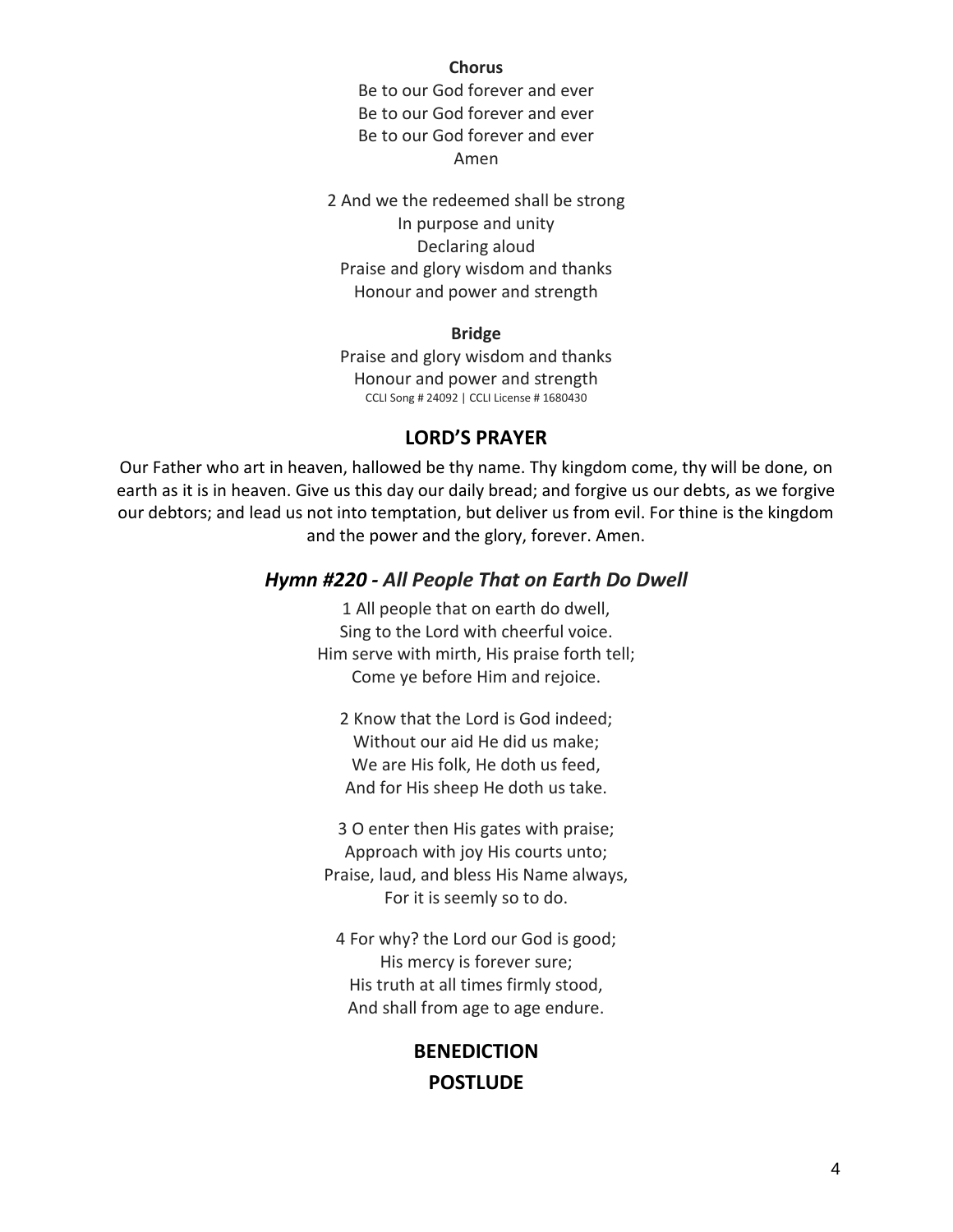**Chorus**

Be to our God forever and ever
Be to our God forever and ever
Be to our God forever and ever
Amen

2 And we the redeemed shall be strong
In purpose and unity
Declaring aloud
Praise and glory wisdom and thanks
Honour and power and strength

**Bridge**

Praise and glory wisdom and thanks
Honour and power and strength
CCLI Song # 24092 | CCLI License # 1680430

## LORD'S PRAYER

Our Father who art in heaven, hallowed be thy name. Thy kingdom come, thy will be done, on earth as it is in heaven. Give us this day our daily bread; and forgive us our debts, as we forgive our debtors; and lead us not into temptation, but deliver us from evil. For thine is the kingdom and the power and the glory, forever. Amen.

## *Hymn #220 - All People That on Earth Do Dwell*

1 All people that on earth do dwell,
Sing to the Lord with cheerful voice.
Him serve with mirth, His praise forth tell;
Come ye before Him and rejoice.

2 Know that the Lord is God indeed;
Without our aid He did us make;
We are His folk, He doth us feed,
And for His sheep He doth us take.

3 O enter then His gates with praise;
Approach with joy His courts unto;
Praise, laud, and bless His Name always,
For it is seemly so to do.

4 For why? the Lord our God is good;
His mercy is forever sure;
His truth at all times firmly stood,
And shall from age to age endure.

## BENEDICTION

## POSTLUDE